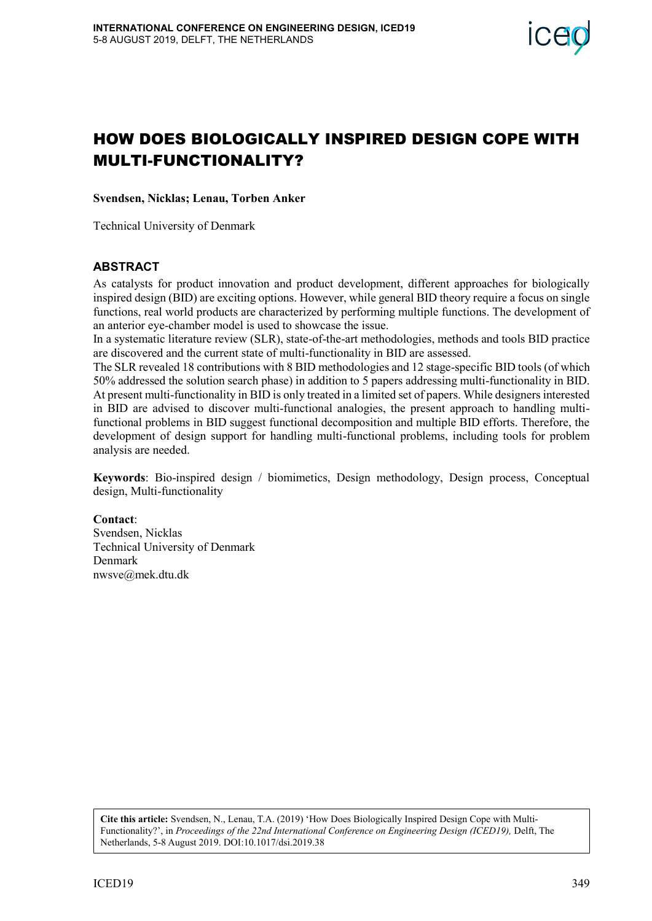# HOW DOES BIOLOGICALLY INSPIRED DESIGN COPE WITH MULTI-FUNCTIONALITY?

**Svendsen, Nicklas; Lenau, Torben Anker**

Technical University of Denmark

## ABSTRACT

As catalysts for product innovation and product development, different approaches for biologically inspired design (BID) are exciting options. However, while general BID theory require a focus on single functions, real world products are characterized by performing multiple functions. The development of an anterior eye-chamber model is used to showcase the issue.

In a systematic literature review (SLR), state-of-the-art methodologies, methods and tools BID practice are discovered and the current state of multi-functionality in BID are assessed.

The SLR revealed 18 contributions with 8 BID methodologies and 12 stage-specific BID tools (of which 50% addressed the solution search phase) in addition to 5 papers addressing multi-functionality in BID. At present multi-functionality in BID is only treated in a limited set of papers. While designers interested in BID are advised to discover multi-functional analogies, the present approach to handling multi-functional problems in BID suggest functional decomposition and multiple BID efforts. Therefore, the development of design support for handling multi-functional problems, including tools for problem analysis are needed.

**Keywords**: Bio-inspired design / biomimetics, Design methodology, Design process, Conceptual design, Multi-functionality

**Contact**:
Svendsen, Nicklas
Technical University of Denmark
Denmark
nwsve@mek.dtu.dk

**Cite this article:** Svendsen, N., Lenau, T.A. (2019) 'How Does Biologically Inspired Design Cope with Multi-Functionality?', in *Proceedings of the 22nd International Conference on Engineering Design (ICED19),* Delft, The Netherlands, 5-8 August 2019. DOI:10.1017/dsi.2019.38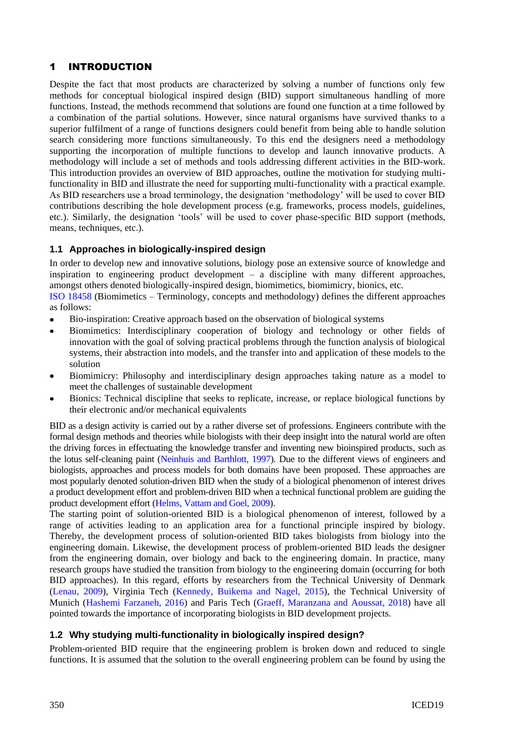## 1 INTRODUCTION

Despite the fact that most products are characterized by solving a number of functions only few methods for conceptual biological inspired design (BID) support simultaneous handling of more functions. Instead, the methods recommend that solutions are found one function at a time followed by a combination of the partial solutions. However, since natural organisms have survived thanks to a superior fulfilment of a range of functions designers could benefit from being able to handle solution search considering more functions simultaneously. To this end the designers need a methodology supporting the incorporation of multiple functions to develop and launch innovative products. A methodology will include a set of methods and tools addressing different activities in the BID-work. This introduction provides an overview of BID approaches, outline the motivation for studying multi-functionality in BID and illustrate the need for supporting multi-functionality with a practical example. As BID researchers use a broad terminology, the designation 'methodology' will be used to cover BID contributions describing the hole development process (e.g. frameworks, process models, guidelines, etc.). Similarly, the designation 'tools' will be used to cover phase-specific BID support (methods, means, techniques, etc.).

### 1.1 Approaches in biologically-inspired design

In order to develop new and innovative solutions, biology pose an extensive source of knowledge and inspiration to engineering product development – a discipline with many different approaches, amongst others denoted biologically-inspired design, biomimetics, biomimicry, bionics, etc.
ISO 18458 (Biomimetics – Terminology, concepts and methodology) defines the different approaches as follows:

- Bio-inspiration: Creative approach based on the observation of biological systems
- Biomimetics: Interdisciplinary cooperation of biology and technology or other fields of innovation with the goal of solving practical problems through the function analysis of biological systems, their abstraction into models, and the transfer into and application of these models to the solution
- Biomimicry: Philosophy and interdisciplinary design approaches taking nature as a model to meet the challenges of sustainable development
- Bionics: Technical discipline that seeks to replicate, increase, or replace biological functions by their electronic and/or mechanical equivalents

BID as a design activity is carried out by a rather diverse set of professions. Engineers contribute with the formal design methods and theories while biologists with their deep insight into the natural world are often the driving forces in effectuating the knowledge transfer and inventing new bioinspired products, such as the lotus self-cleaning paint (Neinhuis and Barthlott, 1997). Due to the different views of engineers and biologists, approaches and process models for both domains have been proposed. These approaches are most popularly denoted solution-driven BID when the study of a biological phenomenon of interest drives a product development effort and problem-driven BID when a technical functional problem are guiding the product development effort (Helms, Vattam and Goel, 2009).
The starting point of solution-oriented BID is a biological phenomenon of interest, followed by a range of activities leading to an application area for a functional principle inspired by biology. Thereby, the development process of solution-oriented BID takes biologists from biology into the engineering domain. Likewise, the development process of problem-oriented BID leads the designer from the engineering domain, over biology and back to the engineering domain. In practice, many research groups have studied the transition from biology to the engineering domain (occurring for both BID approaches). In this regard, efforts by researchers from the Technical University of Denmark (Lenau, 2009), Virginia Tech (Kennedy, Buikema and Nagel, 2015), the Technical University of Munich (Hashemi Farzaneh, 2016) and Paris Tech (Graeff, Maranzana and Aoussat, 2018) have all pointed towards the importance of incorporating biologists in BID development projects.

### 1.2 Why studying multi-functionality in biologically inspired design?

Problem-oriented BID require that the engineering problem is broken down and reduced to single functions. It is assumed that the solution to the overall engineering problem can be found by using the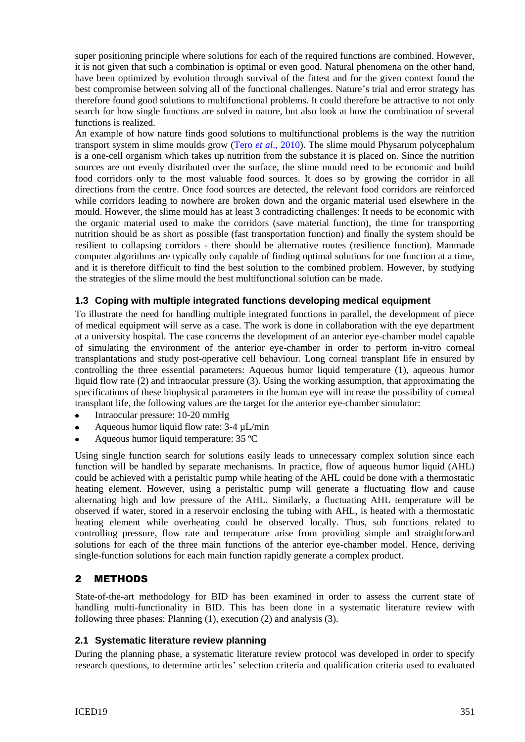super positioning principle where solutions for each of the required functions are combined. However, it is not given that such a combination is optimal or even good. Natural phenomena on the other hand, have been optimized by evolution through survival of the fittest and for the given context found the best compromise between solving all of the functional challenges. Nature's trial and error strategy has therefore found good solutions to multifunctional problems. It could therefore be attractive to not only search for how single functions are solved in nature, but also look at how the combination of several functions is realized.

An example of how nature finds good solutions to multifunctional problems is the way the nutrition transport system in slime moulds grow (Tero *et al.*, 2010). The slime mould Physarum polycephalum is a one-cell organism which takes up nutrition from the substance it is placed on. Since the nutrition sources are not evenly distributed over the surface, the slime mould need to be economic and build food corridors only to the most valuable food sources. It does so by growing the corridor in all directions from the centre. Once food sources are detected, the relevant food corridors are reinforced while corridors leading to nowhere are broken down and the organic material used elsewhere in the mould. However, the slime mould has at least 3 contradicting challenges: It needs to be economic with the organic material used to make the corridors (save material function), the time for transporting nutrition should be as short as possible (fast transportation function) and finally the system should be resilient to collapsing corridors - there should be alternative routes (resilience function). Manmade computer algorithms are typically only capable of finding optimal solutions for one function at a time, and it is therefore difficult to find the best solution to the combined problem. However, by studying the strategies of the slime mould the best multifunctional solution can be made.

### 1.3 Coping with multiple integrated functions developing medical equipment

To illustrate the need for handling multiple integrated functions in parallel, the development of piece of medical equipment will serve as a case. The work is done in collaboration with the eye department at a university hospital. The case concerns the development of an anterior eye-chamber model capable of simulating the environment of the anterior eye-chamber in order to perform in-vitro corneal transplantations and study post-operative cell behaviour. Long corneal transplant life in ensured by controlling the three essential parameters: Aqueous humor liquid temperature (1), aqueous humor liquid flow rate (2) and intraocular pressure (3). Using the working assumption, that approximating the specifications of these biophysical parameters in the human eye will increase the possibility of corneal transplant life, the following values are the target for the anterior eye-chamber simulator:

- Intraocular pressure: 10-20 mmHg
- Aqueous humor liquid flow rate: 3-4 µL/min
- Aqueous humor liquid temperature: 35 ºC

Using single function search for solutions easily leads to unnecessary complex solution since each function will be handled by separate mechanisms. In practice, flow of aqueous humor liquid (AHL) could be achieved with a peristaltic pump while heating of the AHL could be done with a thermostatic heating element. However, using a peristaltic pump will generate a fluctuating flow and cause alternating high and low pressure of the AHL. Similarly, a fluctuating AHL temperature will be observed if water, stored in a reservoir enclosing the tubing with AHL, is heated with a thermostatic heating element while overheating could be observed locally. Thus, sub functions related to controlling pressure, flow rate and temperature arise from providing simple and straightforward solutions for each of the three main functions of the anterior eye-chamber model. Hence, deriving single-function solutions for each main function rapidly generate a complex product.

## 2 METHODS

State-of-the-art methodology for BID has been examined in order to assess the current state of handling multi-functionality in BID. This has been done in a systematic literature review with following three phases: Planning (1), execution (2) and analysis (3).

### 2.1 Systematic literature review planning

During the planning phase, a systematic literature review protocol was developed in order to specify research questions, to determine articles' selection criteria and qualification criteria used to evaluated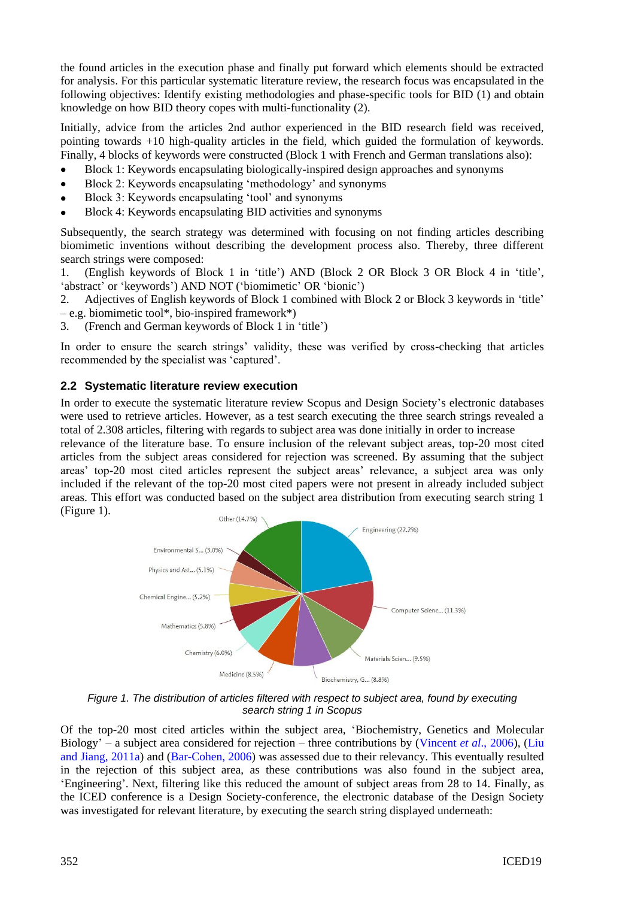the found articles in the execution phase and finally put forward which elements should be extracted for analysis. For this particular systematic literature review, the research focus was encapsulated in the following objectives: Identify existing methodologies and phase-specific tools for BID (1) and obtain knowledge on how BID theory copes with multi-functionality (2).

Initially, advice from the articles 2nd author experienced in the BID research field was received, pointing towards +10 high-quality articles in the field, which guided the formulation of keywords. Finally, 4 blocks of keywords were constructed (Block 1 with French and German translations also):

- Block 1: Keywords encapsulating biologically-inspired design approaches and synonyms
- Block 2: Keywords encapsulating 'methodology' and synonyms
- Block 3: Keywords encapsulating 'tool' and synonyms
- Block 4: Keywords encapsulating BID activities and synonyms

Subsequently, the search strategy was determined with focusing on not finding articles describing biomimetic inventions without describing the development process also. Thereby, three different search strings were composed:

1. (English keywords of Block 1 in 'title') AND (Block 2 OR Block 3 OR Block 4 in 'title', 'abstract' or 'keywords') AND NOT ('biomimetic' OR 'bionic')
2. Adjectives of English keywords of Block 1 combined with Block 2 or Block 3 keywords in 'title' – e.g. biomimetic tool*, bio-inspired framework*)
3. (French and German keywords of Block 1 in 'title')

In order to ensure the search strings' validity, these was verified by cross-checking that articles recommended by the specialist was 'captured'.

## 2.2 Systematic literature review execution

In order to execute the systematic literature review Scopus and Design Society's electronic databases were used to retrieve articles. However, as a test search executing the three search strings revealed a total of 2.308 articles, filtering with regards to subject area was done initially in order to increase relevance of the literature base. To ensure inclusion of the relevant subject areas, top-20 most cited articles from the subject areas considered for rejection was screened. By assuming that the subject areas' top-20 most cited articles represent the subject areas' relevance, a subject area was only included if the relevant of the top-20 most cited papers were not present in already included subject areas. This effort was conducted based on the subject area distribution from executing search string 1 (Figure 1).

*Figure 1. The distribution of articles filtered with respect to subject area, found by executing search string 1 in Scopus*

Of the top-20 most cited articles within the subject area, 'Biochemistry, Genetics and Molecular Biology' – a subject area considered for rejection – three contributions by (Vincent *et al*., 2006), (Liu and Jiang, 2011a) and (Bar-Cohen, 2006) was assessed due to their relevancy. This eventually resulted in the rejection of this subject area, as these contributions was also found in the subject area, 'Engineering'. Next, filtering like this reduced the amount of subject areas from 28 to 14. Finally, as the ICED conference is a Design Society-conference, the electronic database of the Design Society was investigated for relevant literature, by executing the search string displayed underneath: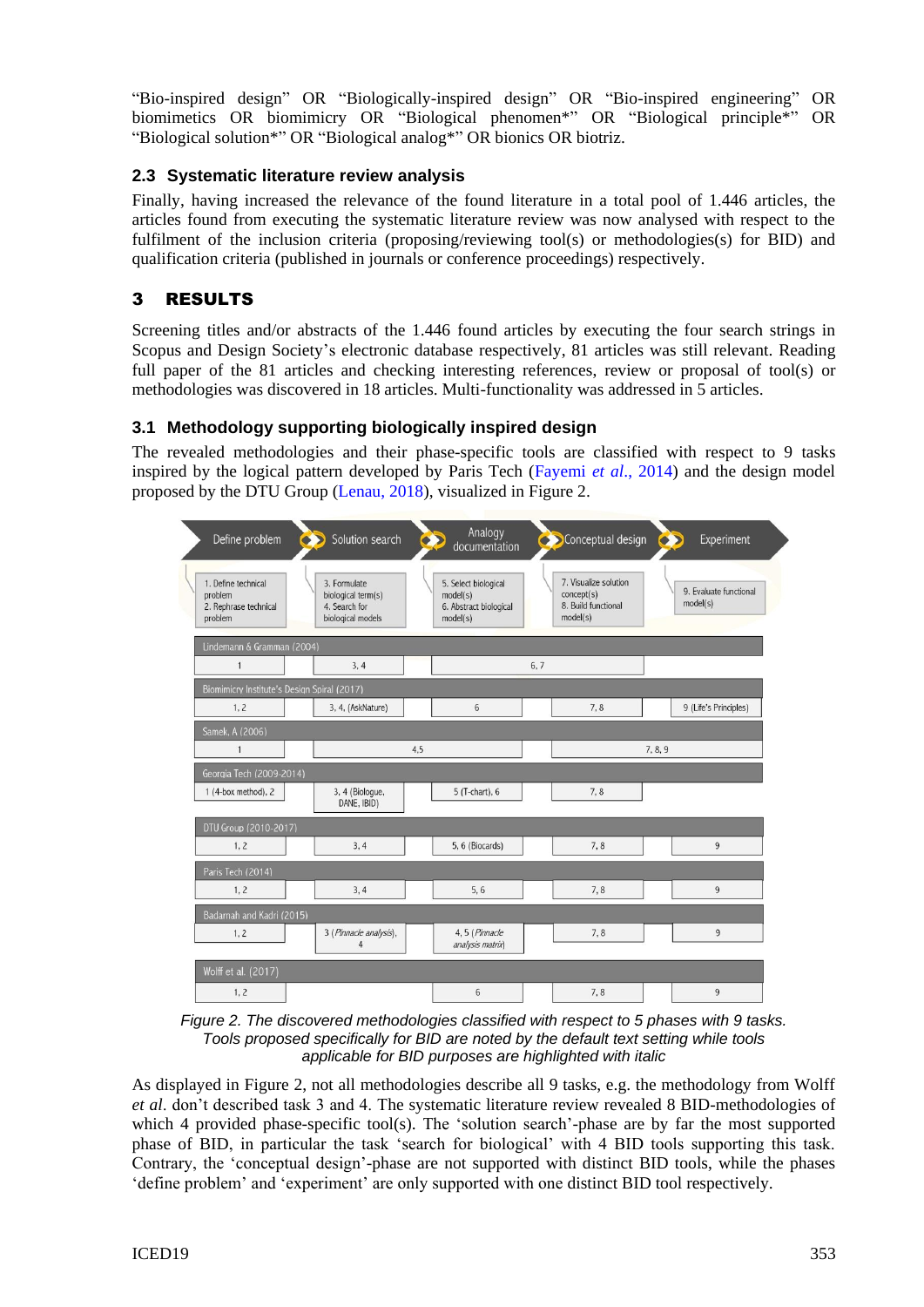"Bio-inspired design" OR "Biologically-inspired design" OR "Bio-inspired engineering" OR biomimetics OR biomimicry OR "Biological phenomen*" OR "Biological principle*" OR "Biological solution*" OR "Biological analog*" OR bionics OR biotriz.

## 2.3 Systematic literature review analysis

Finally, having increased the relevance of the found literature in a total pool of 1.446 articles, the articles found from executing the systematic literature review was now analysed with respect to the fulfilment of the inclusion criteria (proposing/reviewing tool(s) or methodologies(s) for BID) and qualification criteria (published in journals or conference proceedings) respectively.

# 3 RESULTS

Screening titles and/or abstracts of the 1.446 found articles by executing the four search strings in Scopus and Design Society's electronic database respectively, 81 articles was still relevant. Reading full paper of the 81 articles and checking interesting references, review or proposal of tool(s) or methodologies was discovered in 18 articles. Multi-functionality was addressed in 5 articles.

## 3.1 Methodology supporting biologically inspired design

The revealed methodologies and their phase-specific tools are classified with respect to 9 tasks inspired by the logical pattern developed by Paris Tech (Fayemi *et al.*, 2014) and the design model proposed by the DTU Group (Lenau, 2018), visualized in Figure 2.

| | Define problem | Solution search | Analogy documentation | Conceptual design | Experiment |
|---|---|---|---|---|---|
| Tasks | 1. Define technical problem<br>2. Rephrase technical problem | 3. Formulate biological term(s)<br>4. Search for biological models | 5. Select biological model(s)<br>6. Abstract biological model(s) | 7. Visualize solution concept(s)<br>8. Build functional model(s) | 9. Evaluate functional model(s) |
| Lindemann & Gramman (2004) | 1 | 3, 4 | 6, 7 | | |
| Biomimicry Institute's Design Spiral (2017) | 1, 2 | 3, 4, (AskNature) | 6 | 7, 8 | 9 (Life's Principles) |
| Samek, A (2006) | 1 | 4,5 | | 7, 8, 9 | |
| Georgia Tech (2009-2014) | 1 (4-box method), 2 | 3, 4 (Biologue, DANE, IBID) | 5 (T-chart), 6 | 7, 8 | |
| DTU Group (2010-2017) | 1, 2 | 3, 4 | 5, 6 (Biocards) | 7, 8 | 9 |
| Paris Tech (2014) | 1, 2 | 3, 4 | 5, 6 | 7, 8 | 9 |
| Badarnah and Kadri (2015) | 1, 2 | 3 (*Pinnacle analysis*), 4 | 4, 5 (*Pinnacle analysis matrix*) | 7, 8 | 9 |
| Wolff et al. (2017) | 1, 2 | | 6 | 7, 8 | 9 |

*Figure 2. The discovered methodologies classified with respect to 5 phases with 9 tasks. Tools proposed specifically for BID are noted by the default text setting while tools applicable for BID purposes are highlighted with italic*

As displayed in Figure 2, not all methodologies describe all 9 tasks, e.g. the methodology from Wolff *et al*. don't described task 3 and 4. The systematic literature review revealed 8 BID-methodologies of which 4 provided phase-specific tool(s). The 'solution search'-phase are by far the most supported phase of BID, in particular the task 'search for biological' with 4 BID tools supporting this task. Contrary, the 'conceptual design'-phase are not supported with distinct BID tools, while the phases 'define problem' and 'experiment' are only supported with one distinct BID tool respectively.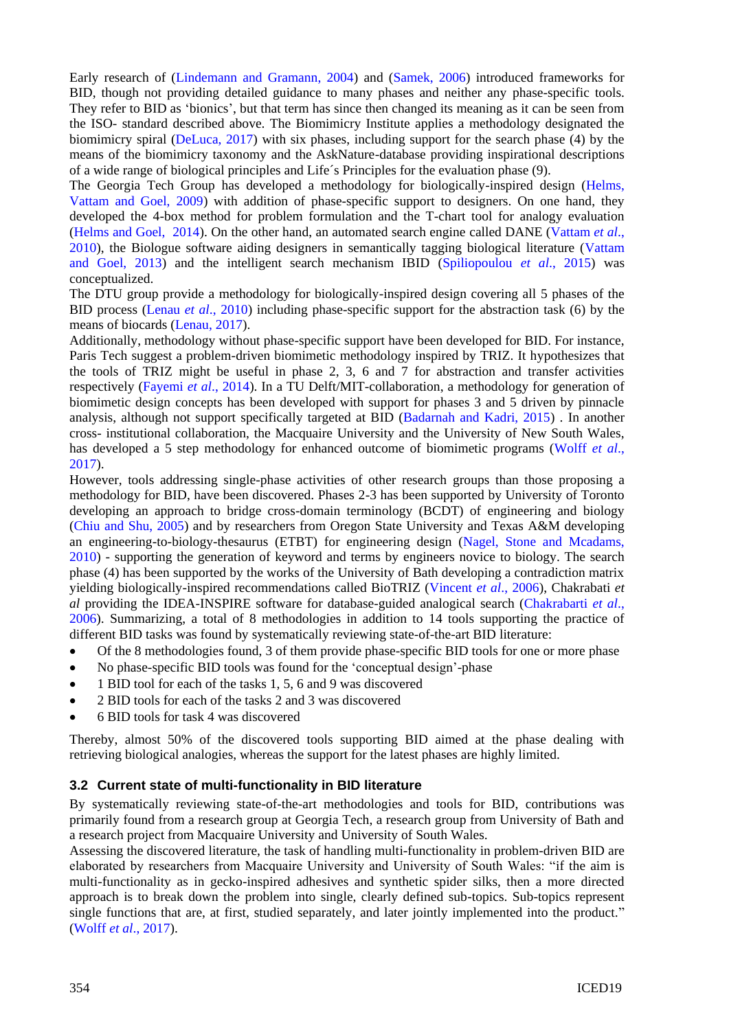Early research of (Lindemann and Gramann, 2004) and (Samek, 2006) introduced frameworks for BID, though not providing detailed guidance to many phases and neither any phase-specific tools. They refer to BID as 'bionics', but that term has since then changed its meaning as it can be seen from the ISO- standard described above. The Biomimicry Institute applies a methodology designated the biomimicry spiral (DeLuca, 2017) with six phases, including support for the search phase (4) by the means of the biomimicry taxonomy and the AskNature-database providing inspirational descriptions of a wide range of biological principles and Life´s Principles for the evaluation phase (9).

The Georgia Tech Group has developed a methodology for biologically-inspired design (Helms, Vattam and Goel, 2009) with addition of phase-specific support to designers. On one hand, they developed the 4-box method for problem formulation and the T-chart tool for analogy evaluation (Helms and Goel, 2014). On the other hand, an automated search engine called DANE (Vattam *et al*., 2010), the Biologue software aiding designers in semantically tagging biological literature (Vattam and Goel, 2013) and the intelligent search mechanism IBID (Spiliopoulou *et al*., 2015) was conceptualized.

The DTU group provide a methodology for biologically-inspired design covering all 5 phases of the BID process (Lenau *et al*., 2010) including phase-specific support for the abstraction task (6) by the means of biocards (Lenau, 2017).

Additionally, methodology without phase-specific support have been developed for BID. For instance, Paris Tech suggest a problem-driven biomimetic methodology inspired by TRIZ. It hypothesizes that the tools of TRIZ might be useful in phase 2, 3, 6 and 7 for abstraction and transfer activities respectively (Fayemi *et al*., 2014). In a TU Delft/MIT-collaboration, a methodology for generation of biomimetic design concepts has been developed with support for phases 3 and 5 driven by pinnacle analysis, although not support specifically targeted at BID (Badarnah and Kadri, 2015) . In another cross- institutional collaboration, the Macquaire University and the University of New South Wales, has developed a 5 step methodology for enhanced outcome of biomimetic programs (Wolff *et al*., 2017).

However, tools addressing single-phase activities of other research groups than those proposing a methodology for BID, have been discovered. Phases 2-3 has been supported by University of Toronto developing an approach to bridge cross-domain terminology (BCDT) of engineering and biology (Chiu and Shu, 2005) and by researchers from Oregon State University and Texas A&M developing an engineering-to-biology-thesaurus (ETBT) for engineering design (Nagel, Stone and Mcadams, 2010) - supporting the generation of keyword and terms by engineers novice to biology. The search phase (4) has been supported by the works of the University of Bath developing a contradiction matrix yielding biologically-inspired recommendations called BioTRIZ (Vincent *et al*., 2006), Chakrabati *et al* providing the IDEA-INSPIRE software for database-guided analogical search (Chakrabarti *et al*., 2006). Summarizing, a total of 8 methodologies in addition to 14 tools supporting the practice of different BID tasks was found by systematically reviewing state-of-the-art BID literature:

- Of the 8 methodologies found, 3 of them provide phase-specific BID tools for one or more phase
- No phase-specific BID tools was found for the 'conceptual design'-phase
- 1 BID tool for each of the tasks 1, 5, 6 and 9 was discovered
- 2 BID tools for each of the tasks 2 and 3 was discovered
- 6 BID tools for task 4 was discovered

Thereby, almost 50% of the discovered tools supporting BID aimed at the phase dealing with retrieving biological analogies, whereas the support for the latest phases are highly limited.

### 3.2 Current state of multi-functionality in BID literature

By systematically reviewing state-of-the-art methodologies and tools for BID, contributions was primarily found from a research group at Georgia Tech, a research group from University of Bath and a research project from Macquaire University and University of South Wales.

Assessing the discovered literature, the task of handling multi-functionality in problem-driven BID are elaborated by researchers from Macquaire University and University of South Wales: "if the aim is multi-functionality as in gecko-inspired adhesives and synthetic spider silks, then a more directed approach is to break down the problem into single, clearly defined sub-topics. Sub-topics represent single functions that are, at first, studied separately, and later jointly implemented into the product." (Wolff *et al*., 2017).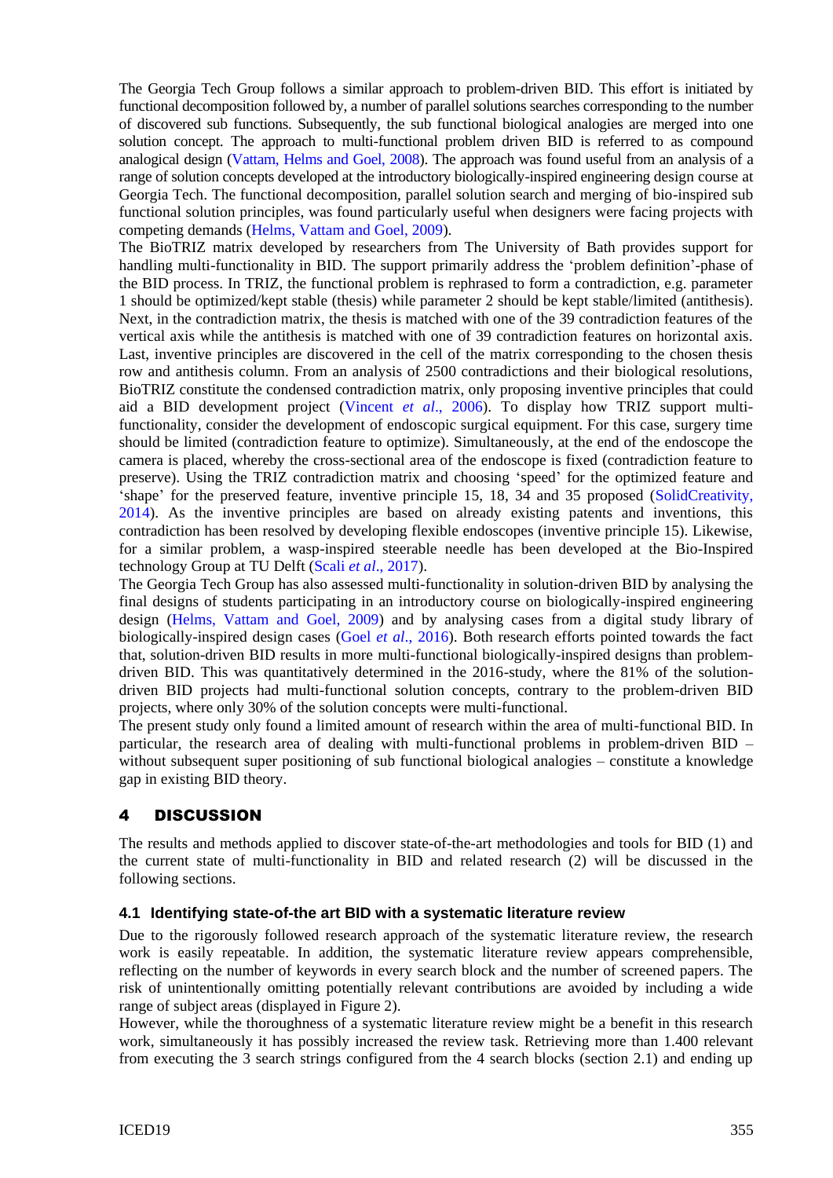The Georgia Tech Group follows a similar approach to problem-driven BID. This effort is initiated by functional decomposition followed by, a number of parallel solutions searches corresponding to the number of discovered sub functions. Subsequently, the sub functional biological analogies are merged into one solution concept. The approach to multi-functional problem driven BID is referred to as compound analogical design (Vattam, Helms and Goel, 2008). The approach was found useful from an analysis of a range of solution concepts developed at the introductory biologically-inspired engineering design course at Georgia Tech. The functional decomposition, parallel solution search and merging of bio-inspired sub functional solution principles, was found particularly useful when designers were facing projects with competing demands (Helms, Vattam and Goel, 2009).

The BioTRIZ matrix developed by researchers from The University of Bath provides support for handling multi-functionality in BID. The support primarily address the 'problem definition'-phase of the BID process. In TRIZ, the functional problem is rephrased to form a contradiction, e.g. parameter 1 should be optimized/kept stable (thesis) while parameter 2 should be kept stable/limited (antithesis). Next, in the contradiction matrix, the thesis is matched with one of the 39 contradiction features of the vertical axis while the antithesis is matched with one of 39 contradiction features on horizontal axis. Last, inventive principles are discovered in the cell of the matrix corresponding to the chosen thesis row and antithesis column. From an analysis of 2500 contradictions and their biological resolutions, BioTRIZ constitute the condensed contradiction matrix, only proposing inventive principles that could aid a BID development project (Vincent *et al*., 2006). To display how TRIZ support multi-functionality, consider the development of endoscopic surgical equipment. For this case, surgery time should be limited (contradiction feature to optimize). Simultaneously, at the end of the endoscope the camera is placed, whereby the cross-sectional area of the endoscope is fixed (contradiction feature to preserve). Using the TRIZ contradiction matrix and choosing 'speed' for the optimized feature and 'shape' for the preserved feature, inventive principle 15, 18, 34 and 35 proposed (SolidCreativity, 2014). As the inventive principles are based on already existing patents and inventions, this contradiction has been resolved by developing flexible endoscopes (inventive principle 15). Likewise, for a similar problem, a wasp-inspired steerable needle has been developed at the Bio-Inspired technology Group at TU Delft (Scali *et al*., 2017).

The Georgia Tech Group has also assessed multi-functionality in solution-driven BID by analysing the final designs of students participating in an introductory course on biologically-inspired engineering design (Helms, Vattam and Goel, 2009) and by analysing cases from a digital study library of biologically-inspired design cases (Goel *et al*., 2016). Both research efforts pointed towards the fact that, solution-driven BID results in more multi-functional biologically-inspired designs than problem-driven BID. This was quantitatively determined in the 2016-study, where the 81% of the solution-driven BID projects had multi-functional solution concepts, contrary to the problem-driven BID projects, where only 30% of the solution concepts were multi-functional.

The present study only found a limited amount of research within the area of multi-functional BID. In particular, the research area of dealing with multi-functional problems in problem-driven BID – without subsequent super positioning of sub functional biological analogies – constitute a knowledge gap in existing BID theory.

# 4 DISCUSSION

The results and methods applied to discover state-of-the-art methodologies and tools for BID (1) and the current state of multi-functionality in BID and related research (2) will be discussed in the following sections.

## 4.1 Identifying state-of-the art BID with a systematic literature review

Due to the rigorously followed research approach of the systematic literature review, the research work is easily repeatable. In addition, the systematic literature review appears comprehensible, reflecting on the number of keywords in every search block and the number of screened papers. The risk of unintentionally omitting potentially relevant contributions are avoided by including a wide range of subject areas (displayed in Figure 2).

However, while the thoroughness of a systematic literature review might be a benefit in this research work, simultaneously it has possibly increased the review task. Retrieving more than 1.400 relevant from executing the 3 search strings configured from the 4 search blocks (section 2.1) and ending up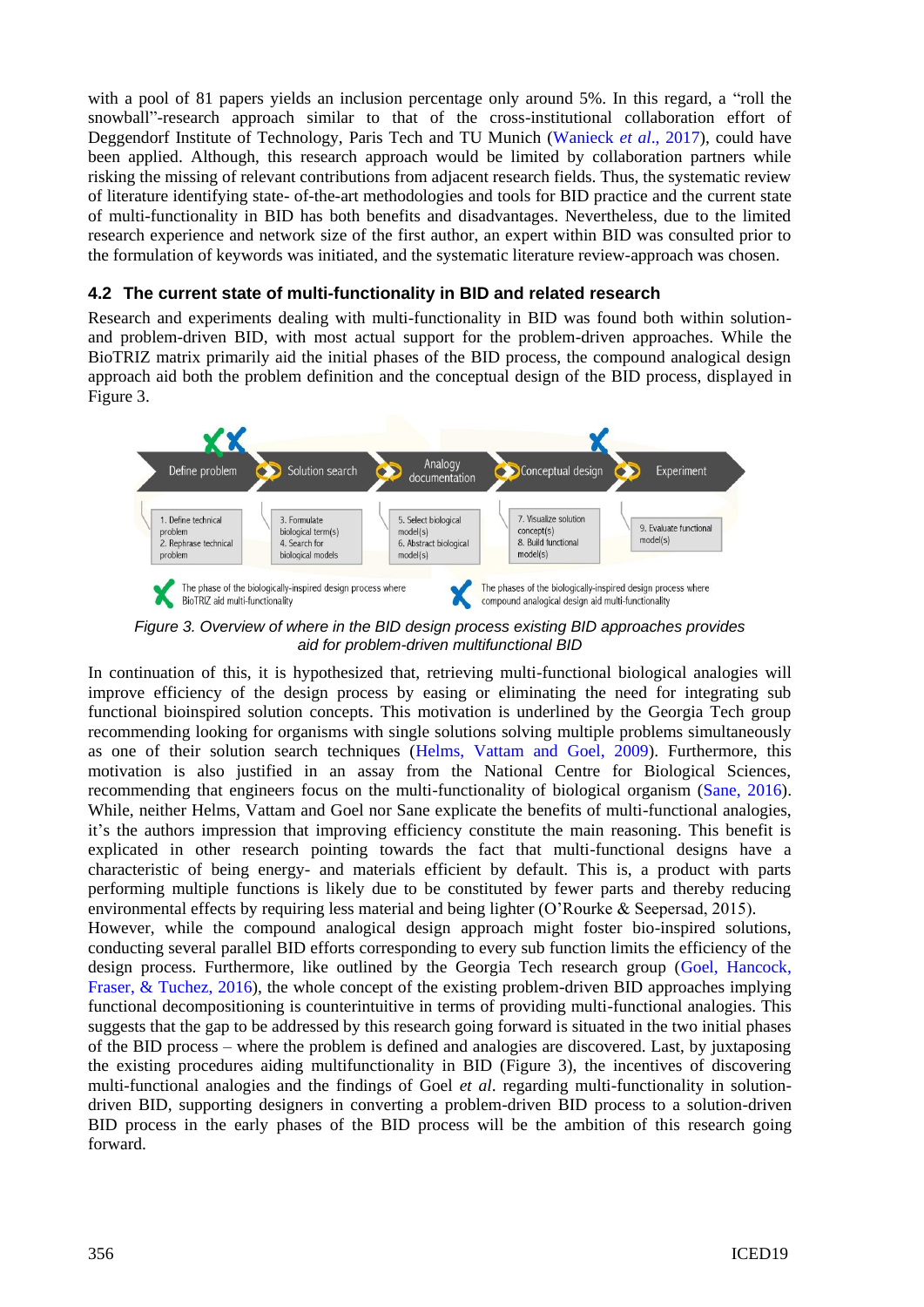with a pool of 81 papers yields an inclusion percentage only around 5%. In this regard, a "roll the snowball"-research approach similar to that of the cross-institutional collaboration effort of Deggendorf Institute of Technology, Paris Tech and TU Munich (Wanieck *et al*., 2017), could have been applied. Although, this research approach would be limited by collaboration partners while risking the missing of relevant contributions from adjacent research fields. Thus, the systematic review of literature identifying state- of-the-art methodologies and tools for BID practice and the current state of multi-functionality in BID has both benefits and disadvantages. Nevertheless, due to the limited research experience and network size of the first author, an expert within BID was consulted prior to the formulation of keywords was initiated, and the systematic literature review-approach was chosen.

## 4.2 The current state of multi-functionality in BID and related research

Research and experiments dealing with multi-functionality in BID was found both within solution- and problem-driven BID, with most actual support for the problem-driven approaches. While the BioTRIZ matrix primarily aid the initial phases of the BID process, the compound analogical design approach aid both the problem definition and the conceptual design of the BID process, displayed in Figure 3.

Define problem | Solution search | Analogy documentation | Conceptual design | Experiment

1. Define technical problem
2. Rephrase technical problem

3. Formulate biological term(s)
4. Search for biological models

5. Select biological model(s)
6. Abstract biological model(s)

7. Visualize solution concept(s)
8. Build functional model(s)

9. Evaluate functional model(s)

The phase of the biologically-inspired design process where BioTRIZ aid multi-functionality

The phases of the biologically-inspired design process where compound analogical design aid multi-functionality

*Figure 3. Overview of where in the BID design process existing BID approaches provides aid for problem-driven multifunctional BID*

In continuation of this, it is hypothesized that, retrieving multi-functional biological analogies will improve efficiency of the design process by easing or eliminating the need for integrating sub functional bioinspired solution concepts. This motivation is underlined by the Georgia Tech group recommending looking for organisms with single solutions solving multiple problems simultaneously as one of their solution search techniques (Helms, Vattam and Goel, 2009). Furthermore, this motivation is also justified in an assay from the National Centre for Biological Sciences, recommending that engineers focus on the multi-functionality of biological organism (Sane, 2016). While, neither Helms, Vattam and Goel nor Sane explicate the benefits of multi-functional analogies, it's the authors impression that improving efficiency constitute the main reasoning. This benefit is explicated in other research pointing towards the fact that multi-functional designs have a characteristic of being energy- and materials efficient by default. This is, a product with parts performing multiple functions is likely due to be constituted by fewer parts and thereby reducing environmental effects by requiring less material and being lighter (O'Rourke & Seepersad, 2015).
However, while the compound analogical design approach might foster bio-inspired solutions, conducting several parallel BID efforts corresponding to every sub function limits the efficiency of the design process. Furthermore, like outlined by the Georgia Tech research group (Goel, Hancock, Fraser, & Tuchez, 2016), the whole concept of the existing problem-driven BID approaches implying functional decompositioning is counterintuitive in terms of providing multi-functional analogies. This suggests that the gap to be addressed by this research going forward is situated in the two initial phases of the BID process – where the problem is defined and analogies are discovered. Last, by juxtaposing the existing procedures aiding multifunctionality in BID (Figure 3), the incentives of discovering multi-functional analogies and the findings of Goel *et al*. regarding multi-functionality in solution-driven BID, supporting designers in converting a problem-driven BID process to a solution-driven BID process in the early phases of the BID process will be the ambition of this research going forward.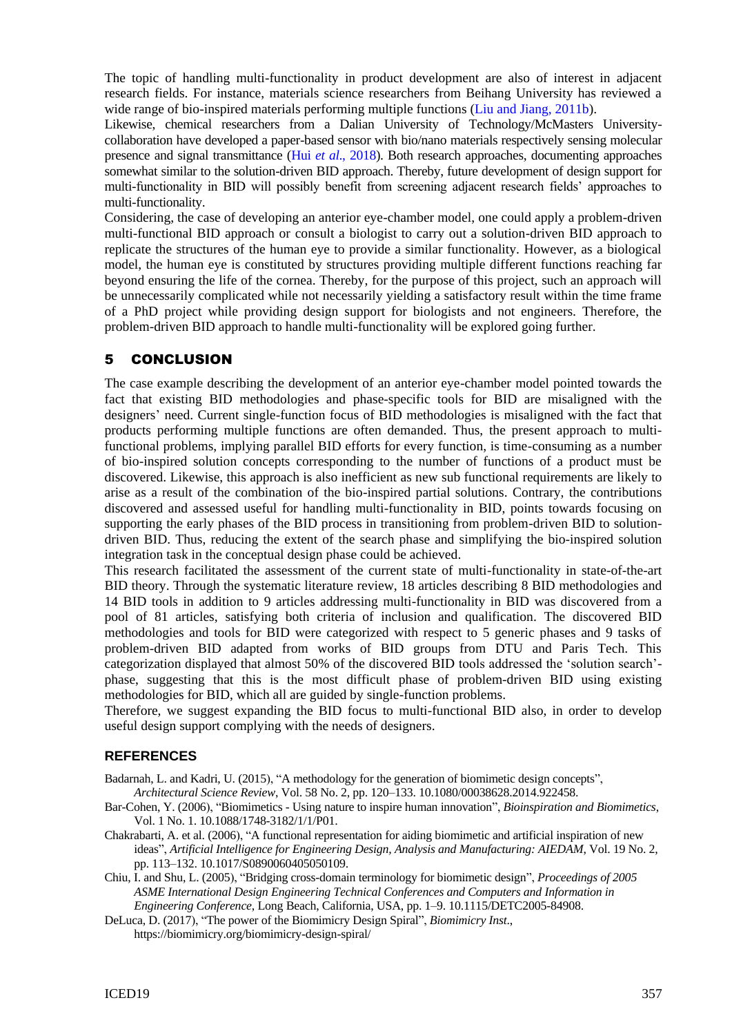The topic of handling multi-functionality in product development are also of interest in adjacent research fields. For instance, materials science researchers from Beihang University has reviewed a wide range of bio-inspired materials performing multiple functions (Liu and Jiang, 2011b).

Likewise, chemical researchers from a Dalian University of Technology/McMasters University-collaboration have developed a paper-based sensor with bio/nano materials respectively sensing molecular presence and signal transmittance (Hui *et al*., 2018). Both research approaches, documenting approaches somewhat similar to the solution-driven BID approach. Thereby, future development of design support for multi-functionality in BID will possibly benefit from screening adjacent research fields' approaches to multi-functionality.

Considering, the case of developing an anterior eye-chamber model, one could apply a problem-driven multi-functional BID approach or consult a biologist to carry out a solution-driven BID approach to replicate the structures of the human eye to provide a similar functionality. However, as a biological model, the human eye is constituted by structures providing multiple different functions reaching far beyond ensuring the life of the cornea. Thereby, for the purpose of this project, such an approach will be unnecessarily complicated while not necessarily yielding a satisfactory result within the time frame of a PhD project while providing design support for biologists and not engineers. Therefore, the problem-driven BID approach to handle multi-functionality will be explored going further.

## 5 CONCLUSION

The case example describing the development of an anterior eye-chamber model pointed towards the fact that existing BID methodologies and phase-specific tools for BID are misaligned with the designers' need. Current single-function focus of BID methodologies is misaligned with the fact that products performing multiple functions are often demanded. Thus, the present approach to multi-functional problems, implying parallel BID efforts for every function, is time-consuming as a number of bio-inspired solution concepts corresponding to the number of functions of a product must be discovered. Likewise, this approach is also inefficient as new sub functional requirements are likely to arise as a result of the combination of the bio-inspired partial solutions. Contrary, the contributions discovered and assessed useful for handling multi-functionality in BID, points towards focusing on supporting the early phases of the BID process in transitioning from problem-driven BID to solution-driven BID. Thus, reducing the extent of the search phase and simplifying the bio-inspired solution integration task in the conceptual design phase could be achieved.

This research facilitated the assessment of the current state of multi-functionality in state-of-the-art BID theory. Through the systematic literature review, 18 articles describing 8 BID methodologies and 14 BID tools in addition to 9 articles addressing multi-functionality in BID was discovered from a pool of 81 articles, satisfying both criteria of inclusion and qualification. The discovered BID methodologies and tools for BID were categorized with respect to 5 generic phases and 9 tasks of problem-driven BID adapted from works of BID groups from DTU and Paris Tech. This categorization displayed that almost 50% of the discovered BID tools addressed the 'solution search'-phase, suggesting that this is the most difficult phase of problem-driven BID using existing methodologies for BID, which all are guided by single-function problems.

Therefore, we suggest expanding the BID focus to multi-functional BID also, in order to develop useful design support complying with the needs of designers.

## REFERENCES

Badarnah, L. and Kadri, U. (2015), "A methodology for the generation of biomimetic design concepts", *Architectural Science Review*, Vol. 58 No. 2, pp. 120–133. 10.1080/00038628.2014.922458.

Bar-Cohen, Y. (2006), "Biomimetics - Using nature to inspire human innovation", *Bioinspiration and Biomimetics*, Vol. 1 No. 1. 10.1088/1748-3182/1/1/P01.

Chakrabarti, A. et al. (2006), "A functional representation for aiding biomimetic and artificial inspiration of new ideas", *Artificial Intelligence for Engineering Design, Analysis and Manufacturing: AIEDAM*, Vol. 19 No. 2, pp. 113–132. 10.1017/S0890060405050109.

Chiu, I. and Shu, L. (2005), "Bridging cross-domain terminology for biomimetic design", *Proceedings of 2005 ASME International Design Engineering Technical Conferences and Computers and Information in Engineering Conference*, Long Beach, California, USA, pp. 1–9. 10.1115/DETC2005-84908.

DeLuca, D. (2017), "The power of the Biomimicry Design Spiral", *Biomimicry Inst*., https://biomimicry.org/biomimicry-design-spiral/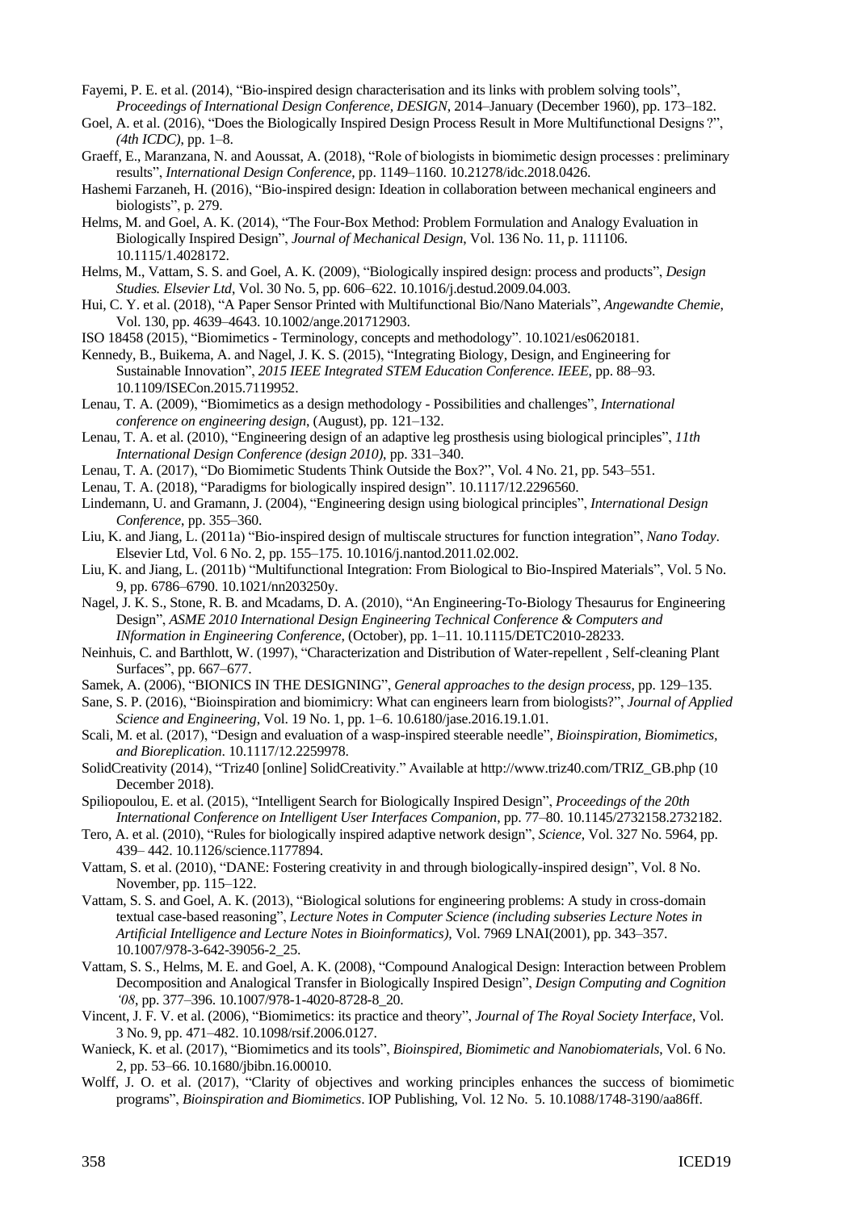Fayemi, P. E. et al. (2014), "Bio-inspired design characterisation and its links with problem solving tools", *Proceedings of International Design Conference, DESIGN*, 2014–January (December 1960), pp. 173–182.

Goel, A. et al. (2016), "Does the Biologically Inspired Design Process Result in More Multifunctional Designs ?", *(4th ICDC)*, pp. 1–8.

Graeff, E., Maranzana, N. and Aoussat, A. (2018), "Role of biologists in biomimetic design processes : preliminary results", *International Design Conference*, pp. 1149–1160. 10.21278/idc.2018.0426.

Hashemi Farzaneh, H. (2016), "Bio-inspired design: Ideation in collaboration between mechanical engineers and biologists", p. 279.

Helms, M. and Goel, A. K. (2014), "The Four-Box Method: Problem Formulation and Analogy Evaluation in Biologically Inspired Design", *Journal of Mechanical Design*, Vol. 136 No. 11, p. 111106. 10.1115/1.4028172.

Helms, M., Vattam, S. S. and Goel, A. K. (2009), "Biologically inspired design: process and products", *Design Studies. Elsevier Ltd*, Vol. 30 No. 5, pp. 606–622. 10.1016/j.destud.2009.04.003.

Hui, C. Y. et al. (2018), "A Paper Sensor Printed with Multifunctional Bio/Nano Materials", *Angewandte Chemie*, Vol. 130, pp. 4639–4643. 10.1002/ange.201712903.

ISO 18458 (2015), "Biomimetics - Terminology, concepts and methodology". 10.1021/es0620181.

Kennedy, B., Buikema, A. and Nagel, J. K. S. (2015), "Integrating Biology, Design, and Engineering for Sustainable Innovation", *2015 IEEE Integrated STEM Education Conference. IEEE*, pp. 88–93. 10.1109/ISECon.2015.7119952.

Lenau, T. A. (2009), "Biomimetics as a design methodology - Possibilities and challenges", *International conference on engineering design*, (August), pp. 121–132.

Lenau, T. A. et al. (2010), "Engineering design of an adaptive leg prosthesis using biological principles", *11th International Design Conference (design 2010)*, pp. 331–340.

Lenau, T. A. (2017), "Do Biomimetic Students Think Outside the Box?", Vol. 4 No. 21, pp. 543–551.

Lenau, T. A. (2018), "Paradigms for biologically inspired design". 10.1117/12.2296560.

Lindemann, U. and Gramann, J. (2004), "Engineering design using biological principles", *International Design Conference*, pp. 355–360.

Liu, K. and Jiang, L. (2011a) "Bio-inspired design of multiscale structures for function integration", *Nano Today*. Elsevier Ltd, Vol. 6 No. 2, pp. 155–175. 10.1016/j.nantod.2011.02.002.

Liu, K. and Jiang, L. (2011b) "Multifunctional Integration: From Biological to Bio-Inspired Materials", Vol. 5 No. 9, pp. 6786–6790. 10.1021/nn203250y.

Nagel, J. K. S., Stone, R. B. and Mcadams, D. A. (2010), "An Engineering-To-Biology Thesaurus for Engineering Design", *ASME 2010 International Design Engineering Technical Conference & Computers and INformation in Engineering Conference*, (October), pp. 1–11. 10.1115/DETC2010-28233.

Neinhuis, C. and Barthlott, W. (1997), "Characterization and Distribution of Water-repellent , Self-cleaning Plant Surfaces", pp. 667–677.

Samek, A. (2006), "BIONICS IN THE DESIGNING", *General approaches to the design process*, pp. 129–135.

Sane, S. P. (2016), "Bioinspiration and biomimicry: What can engineers learn from biologists?", *Journal of Applied Science and Engineering*, Vol. 19 No. 1, pp. 1–6. 10.6180/jase.2016.19.1.01.

Scali, M. et al. (2017), "Design and evaluation of a wasp-inspired steerable needle", *Bioinspiration, Biomimetics, and Bioreplication*. 10.1117/12.2259978.

SolidCreativity (2014), "Triz40 [online] SolidCreativity." Available at http://www.triz40.com/TRIZ_GB.php (10 December 2018).

Spiliopoulou, E. et al. (2015), "Intelligent Search for Biologically Inspired Design", *Proceedings of the 20th International Conference on Intelligent User Interfaces Companion*, pp. 77–80. 10.1145/2732158.2732182.

Tero, A. et al. (2010), "Rules for biologically inspired adaptive network design", *Science*, Vol. 327 No. 5964, pp. 439– 442. 10.1126/science.1177894.

Vattam, S. et al. (2010), "DANE: Fostering creativity in and through biologically-inspired design", Vol. 8 No. November, pp. 115–122.

Vattam, S. S. and Goel, A. K. (2013), "Biological solutions for engineering problems: A study in cross-domain textual case-based reasoning", *Lecture Notes in Computer Science (including subseries Lecture Notes in Artificial Intelligence and Lecture Notes in Bioinformatics)*, Vol. 7969 LNAI(2001), pp. 343–357. 10.1007/978-3-642-39056-2_25.

Vattam, S. S., Helms, M. E. and Goel, A. K. (2008), "Compound Analogical Design: Interaction between Problem Decomposition and Analogical Transfer in Biologically Inspired Design", *Design Computing and Cognition '08*, pp. 377–396. 10.1007/978-1-4020-8728-8_20.

Vincent, J. F. V. et al. (2006), "Biomimetics: its practice and theory", *Journal of The Royal Society Interface*, Vol. 3 No. 9, pp. 471–482. 10.1098/rsif.2006.0127.

Wanieck, K. et al. (2017), "Biomimetics and its tools", *Bioinspired, Biomimetic and Nanobiomaterials*, Vol. 6 No. 2, pp. 53–66. 10.1680/jbibn.16.00010.

Wolff, J. O. et al. (2017), "Clarity of objectives and working principles enhances the success of biomimetic programs", *Bioinspiration and Biomimetics*. IOP Publishing, Vol. 12 No. 5. 10.1088/1748-3190/aa86ff.